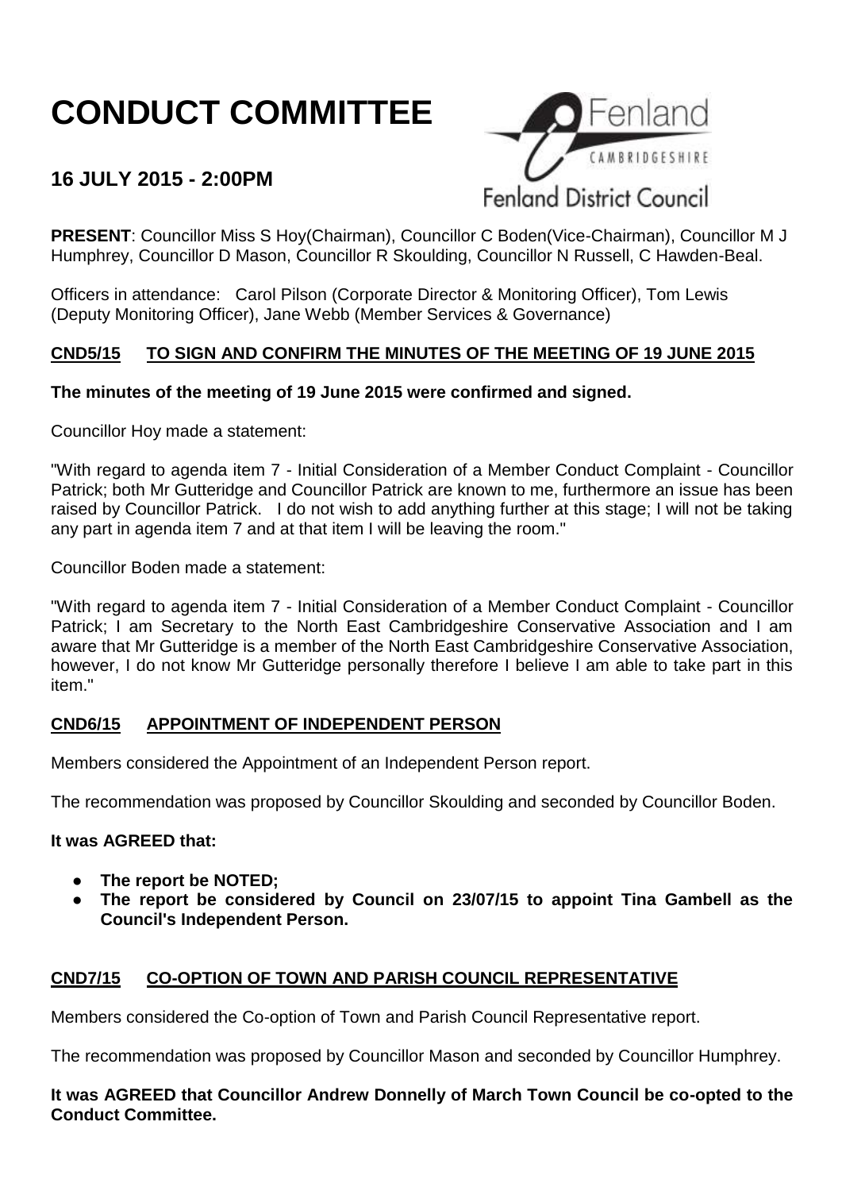# CONDUCT COMMITTEE

## 16 JULY 2015 - 2:00PM

Fenland CAMBRIDGESHIRE Fenland District Council

**PRESENT**: Councillor Miss S Hoy(Chairman), Councillor C Boden(Vice-Chairman), Councillor M J Humphrey, Councillor D Mason, Councillor R Skoulding, Councillor N Russell, C Hawden-Beal.

Officers in attendance: Carol Pilson (Corporate Director & Monitoring Officer), Tom Lewis (Deputy Monitoring Officer), Jane Webb (Member Services & Governance)

### CND5/15 TO SIGN AND CONFIRM THE MINUTES OF THE MEETING OF 19 JUNE 2015

**The minutes of the meeting of 19 June 2015 were confirmed and signed.**

Councillor Hoy made a statement:

"With regard to agenda item 7 - Initial Consideration of a Member Conduct Complaint - Councillor Patrick; both Mr Gutteridge and Councillor Patrick are known to me, furthermore an issue has been raised by Councillor Patrick. I do not wish to add anything further at this stage; I will not be taking any part in agenda item 7 and at that item I will be leaving the room."

Councillor Boden made a statement:

"With regard to agenda item 7 - Initial Consideration of a Member Conduct Complaint - Councillor Patrick; I am Secretary to the North East Cambridgeshire Conservative Association and I am aware that Mr Gutteridge is a member of the North East Cambridgeshire Conservative Association, however, I do not know Mr Gutteridge personally therefore I believe I am able to take part in this item."

### CND6/15 APPOINTMENT OF INDEPENDENT PERSON

Members considered the Appointment of an Independent Person report.

The recommendation was proposed by Councillor Skoulding and seconded by Councillor Boden.

**It was AGREED that:**

- **The report be NOTED;**
- **The report be considered by Council on 23/07/15 to appoint Tina Gambell as the Council's Independent Person.**

### CND7/15 CO-OPTION OF TOWN AND PARISH COUNCIL REPRESENTATIVE

Members considered the Co-option of Town and Parish Council Representative report.

The recommendation was proposed by Councillor Mason and seconded by Councillor Humphrey.

**It was AGREED that Councillor Andrew Donnelly of March Town Council be co-opted to the Conduct Committee.**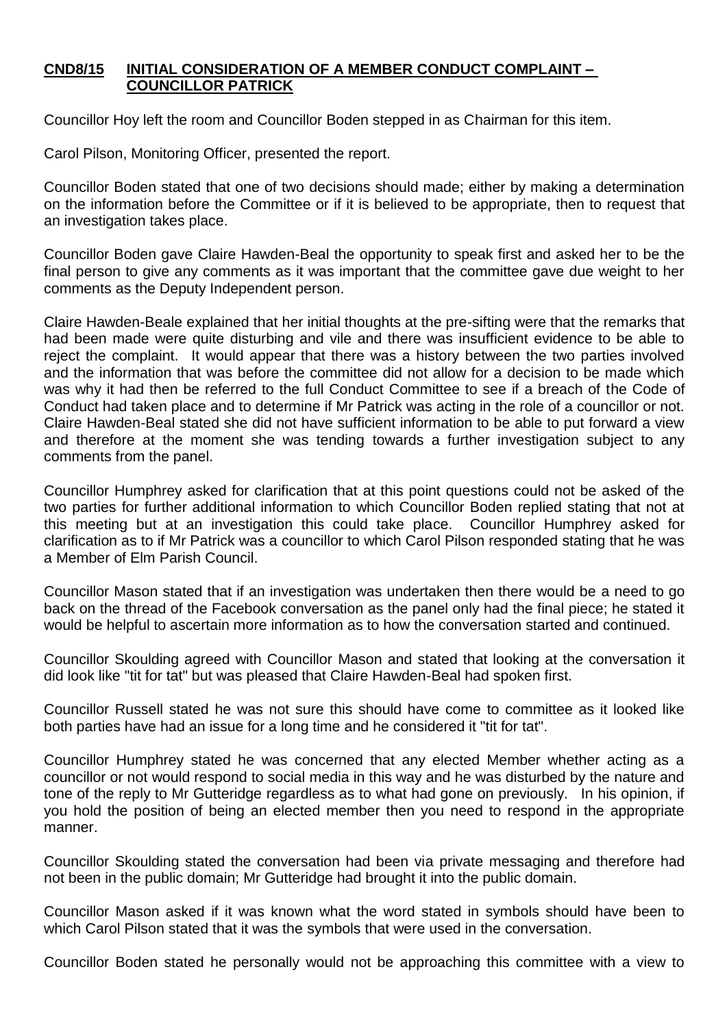## CND8/15 INITIAL CONSIDERATION OF A MEMBER CONDUCT COMPLAINT – COUNCILLOR PATRICK

Councillor Hoy left the room and Councillor Boden stepped in as Chairman for this item.

Carol Pilson, Monitoring Officer, presented the report.

Councillor Boden stated that one of two decisions should made; either by making a determination on the information before the Committee or if it is believed to be appropriate, then to request that an investigation takes place.

Councillor Boden gave Claire Hawden-Beal the opportunity to speak first and asked her to be the final person to give any comments as it was important that the committee gave due weight to her comments as the Deputy Independent person.

Claire Hawden-Beale explained that her initial thoughts at the pre-sifting were that the remarks that had been made were quite disturbing and vile and there was insufficient evidence to be able to reject the complaint. It would appear that there was a history between the two parties involved and the information that was before the committee did not allow for a decision to be made which was why it had then be referred to the full Conduct Committee to see if a breach of the Code of Conduct had taken place and to determine if Mr Patrick was acting in the role of a councillor or not. Claire Hawden-Beal stated she did not have sufficient information to be able to put forward a view and therefore at the moment she was tending towards a further investigation subject to any comments from the panel.

Councillor Humphrey asked for clarification that at this point questions could not be asked of the two parties for further additional information to which Councillor Boden replied stating that not at this meeting but at an investigation this could take place. Councillor Humphrey asked for clarification as to if Mr Patrick was a councillor to which Carol Pilson responded stating that he was a Member of Elm Parish Council.

Councillor Mason stated that if an investigation was undertaken then there would be a need to go back on the thread of the Facebook conversation as the panel only had the final piece; he stated it would be helpful to ascertain more information as to how the conversation started and continued.

Councillor Skoulding agreed with Councillor Mason and stated that looking at the conversation it did look like "tit for tat" but was pleased that Claire Hawden-Beal had spoken first.

Councillor Russell stated he was not sure this should have come to committee as it looked like both parties have had an issue for a long time and he considered it "tit for tat".

Councillor Humphrey stated he was concerned that any elected Member whether acting as a councillor or not would respond to social media in this way and he was disturbed by the nature and tone of the reply to Mr Gutteridge regardless as to what had gone on previously. In his opinion, if you hold the position of being an elected member then you need to respond in the appropriate manner.

Councillor Skoulding stated the conversation had been via private messaging and therefore had not been in the public domain; Mr Gutteridge had brought it into the public domain.

Councillor Mason asked if it was known what the word stated in symbols should have been to which Carol Pilson stated that it was the symbols that were used in the conversation.

Councillor Boden stated he personally would not be approaching this committee with a view to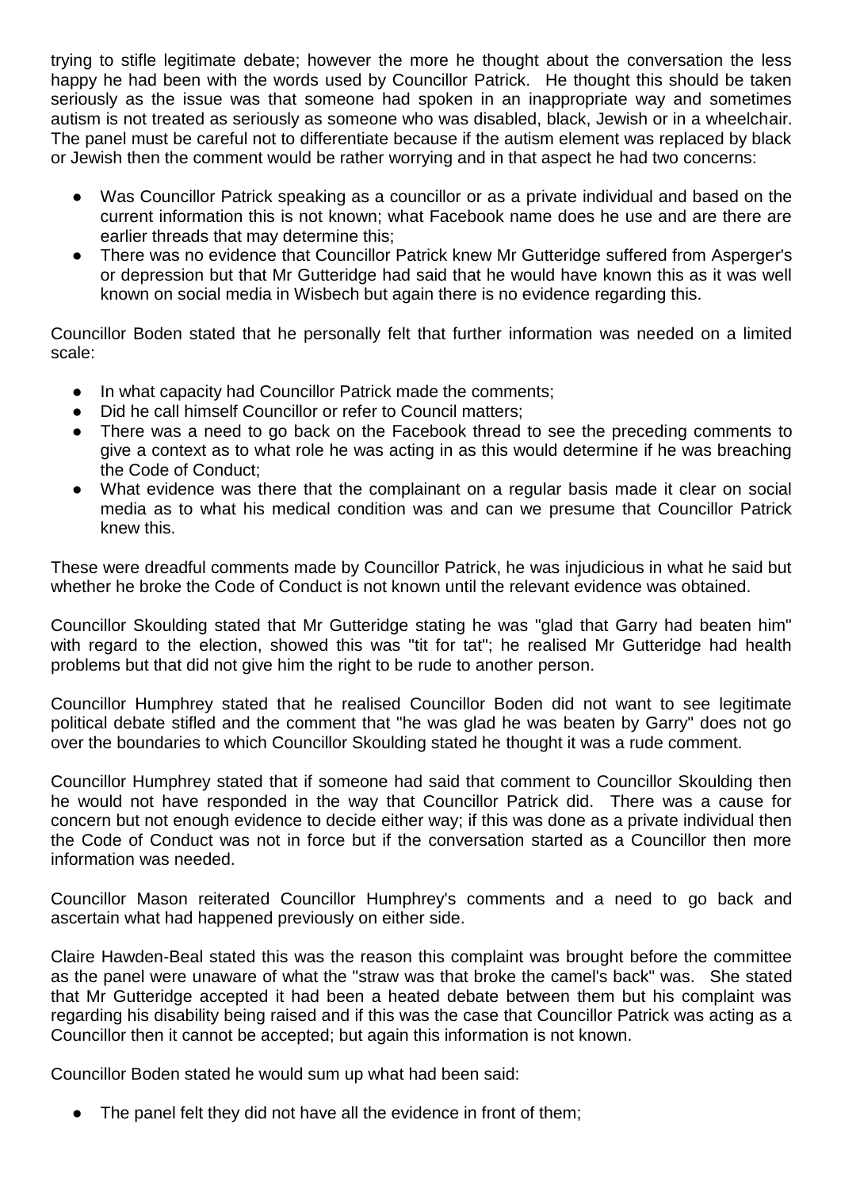trying to stifle legitimate debate; however the more he thought about the conversation the less happy he had been with the words used by Councillor Patrick. He thought this should be taken seriously as the issue was that someone had spoken in an inappropriate way and sometimes autism is not treated as seriously as someone who was disabled, black, Jewish or in a wheelchair. The panel must be careful not to differentiate because if the autism element was replaced by black or Jewish then the comment would be rather worrying and in that aspect he had two concerns:

- Was Councillor Patrick speaking as a councillor or as a private individual and based on the current information this is not known; what Facebook name does he use and are there are earlier threads that may determine this;
- There was no evidence that Councillor Patrick knew Mr Gutteridge suffered from Asperger's or depression but that Mr Gutteridge had said that he would have known this as it was well known on social media in Wisbech but again there is no evidence regarding this.

Councillor Boden stated that he personally felt that further information was needed on a limited scale:

- In what capacity had Councillor Patrick made the comments;
- Did he call himself Councillor or refer to Council matters;
- There was a need to go back on the Facebook thread to see the preceding comments to give a context as to what role he was acting in as this would determine if he was breaching the Code of Conduct;
- What evidence was there that the complainant on a regular basis made it clear on social media as to what his medical condition was and can we presume that Councillor Patrick knew this.

These were dreadful comments made by Councillor Patrick, he was injudicious in what he said but whether he broke the Code of Conduct is not known until the relevant evidence was obtained.

Councillor Skoulding stated that Mr Gutteridge stating he was "glad that Garry had beaten him" with regard to the election, showed this was "tit for tat"; he realised Mr Gutteridge had health problems but that did not give him the right to be rude to another person.

Councillor Humphrey stated that he realised Councillor Boden did not want to see legitimate political debate stifled and the comment that "he was glad he was beaten by Garry" does not go over the boundaries to which Councillor Skoulding stated he thought it was a rude comment.

Councillor Humphrey stated that if someone had said that comment to Councillor Skoulding then he would not have responded in the way that Councillor Patrick did. There was a cause for concern but not enough evidence to decide either way; if this was done as a private individual then the Code of Conduct was not in force but if the conversation started as a Councillor then more information was needed.

Councillor Mason reiterated Councillor Humphrey's comments and a need to go back and ascertain what had happened previously on either side.

Claire Hawden-Beal stated this was the reason this complaint was brought before the committee as the panel were unaware of what the "straw was that broke the camel's back" was. She stated that Mr Gutteridge accepted it had been a heated debate between them but his complaint was regarding his disability being raised and if this was the case that Councillor Patrick was acting as a Councillor then it cannot be accepted; but again this information is not known.

Councillor Boden stated he would sum up what had been said:

- The panel felt they did not have all the evidence in front of them;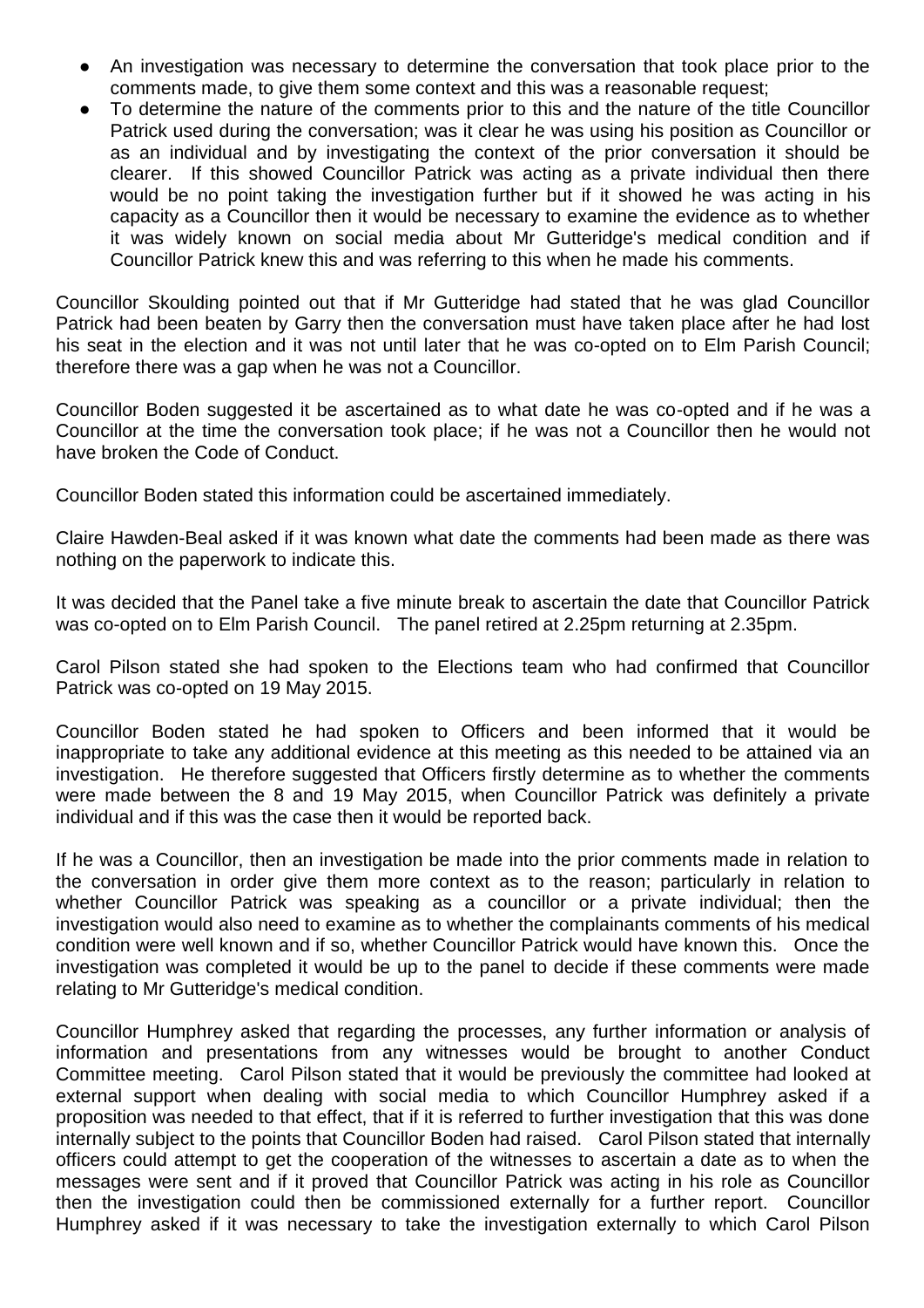- An investigation was necessary to determine the conversation that took place prior to the comments made, to give them some context and this was a reasonable request;
- To determine the nature of the comments prior to this and the nature of the title Councillor Patrick used during the conversation; was it clear he was using his position as Councillor or as an individual and by investigating the context of the prior conversation it should be clearer. If this showed Councillor Patrick was acting as a private individual then there would be no point taking the investigation further but if it showed he was acting in his capacity as a Councillor then it would be necessary to examine the evidence as to whether it was widely known on social media about Mr Gutteridge's medical condition and if Councillor Patrick knew this and was referring to this when he made his comments.

Councillor Skoulding pointed out that if Mr Gutteridge had stated that he was glad Councillor Patrick had been beaten by Garry then the conversation must have taken place after he had lost his seat in the election and it was not until later that he was co-opted on to Elm Parish Council; therefore there was a gap when he was not a Councillor.

Councillor Boden suggested it be ascertained as to what date he was co-opted and if he was a Councillor at the time the conversation took place; if he was not a Councillor then he would not have broken the Code of Conduct.

Councillor Boden stated this information could be ascertained immediately.

Claire Hawden-Beal asked if it was known what date the comments had been made as there was nothing on the paperwork to indicate this.

It was decided that the Panel take a five minute break to ascertain the date that Councillor Patrick was co-opted on to Elm Parish Council. The panel retired at 2.25pm returning at 2.35pm.

Carol Pilson stated she had spoken to the Elections team who had confirmed that Councillor Patrick was co-opted on 19 May 2015.

Councillor Boden stated he had spoken to Officers and been informed that it would be inappropriate to take any additional evidence at this meeting as this needed to be attained via an investigation. He therefore suggested that Officers firstly determine as to whether the comments were made between the 8 and 19 May 2015, when Councillor Patrick was definitely a private individual and if this was the case then it would be reported back.

If he was a Councillor, then an investigation be made into the prior comments made in relation to the conversation in order give them more context as to the reason; particularly in relation to whether Councillor Patrick was speaking as a councillor or a private individual; then the investigation would also need to examine as to whether the complainants comments of his medical condition were well known and if so, whether Councillor Patrick would have known this. Once the investigation was completed it would be up to the panel to decide if these comments were made relating to Mr Gutteridge's medical condition.

Councillor Humphrey asked that regarding the processes, any further information or analysis of information and presentations from any witnesses would be brought to another Conduct Committee meeting. Carol Pilson stated that it would be previously the committee had looked at external support when dealing with social media to which Councillor Humphrey asked if a proposition was needed to that effect, that if it is referred to further investigation that this was done internally subject to the points that Councillor Boden had raised. Carol Pilson stated that internally officers could attempt to get the cooperation of the witnesses to ascertain a date as to when the messages were sent and if it proved that Councillor Patrick was acting in his role as Councillor then the investigation could then be commissioned externally for a further report. Councillor Humphrey asked if it was necessary to take the investigation externally to which Carol Pilson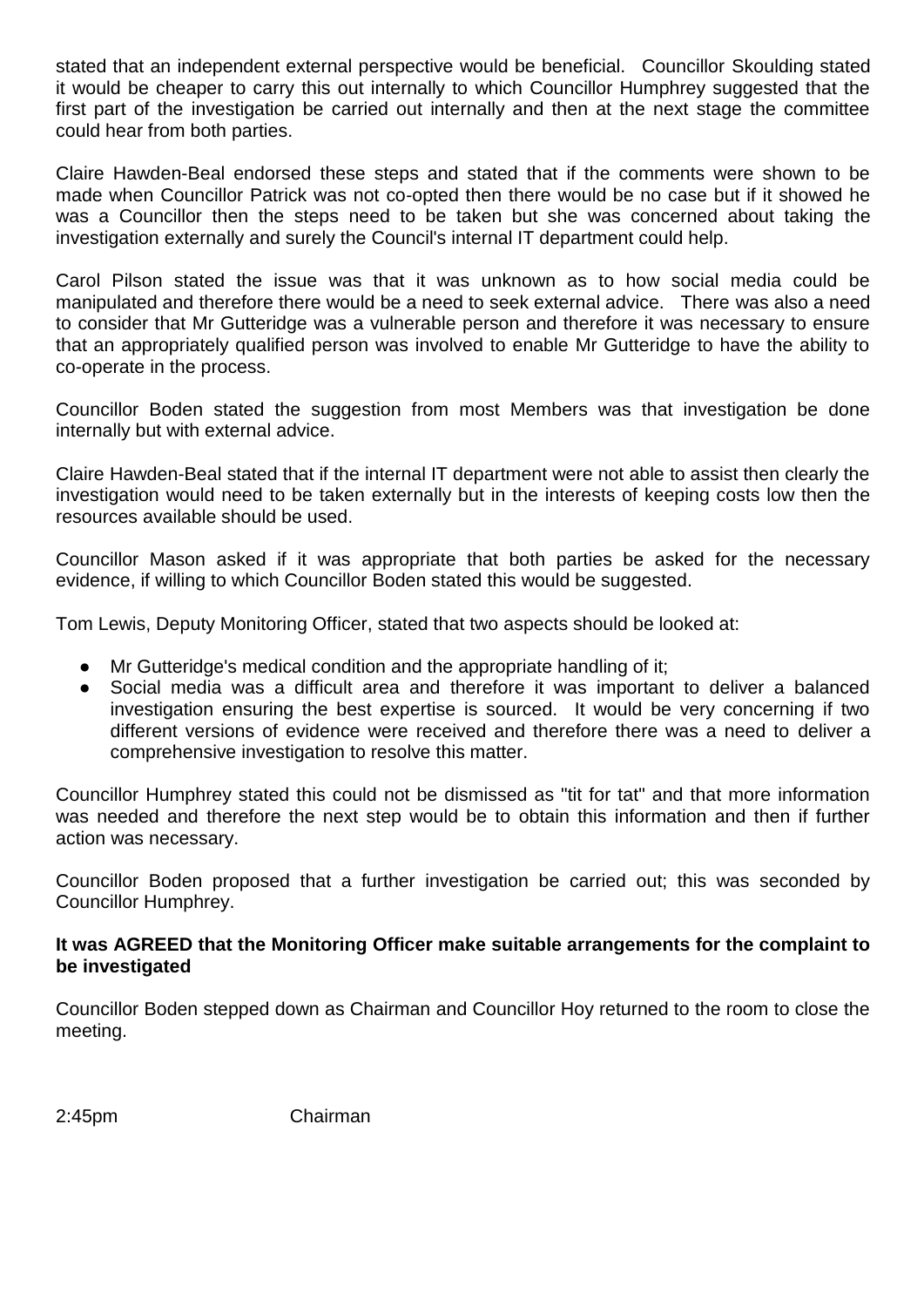stated that an independent external perspective would be beneficial. Councillor Skoulding stated it would be cheaper to carry this out internally to which Councillor Humphrey suggested that the first part of the investigation be carried out internally and then at the next stage the committee could hear from both parties.

Claire Hawden-Beal endorsed these steps and stated that if the comments were shown to be made when Councillor Patrick was not co-opted then there would be no case but if it showed he was a Councillor then the steps need to be taken but she was concerned about taking the investigation externally and surely the Council's internal IT department could help.

Carol Pilson stated the issue was that it was unknown as to how social media could be manipulated and therefore there would be a need to seek external advice. There was also a need to consider that Mr Gutteridge was a vulnerable person and therefore it was necessary to ensure that an appropriately qualified person was involved to enable Mr Gutteridge to have the ability to co-operate in the process.

Councillor Boden stated the suggestion from most Members was that investigation be done internally but with external advice.

Claire Hawden-Beal stated that if the internal IT department were not able to assist then clearly the investigation would need to be taken externally but in the interests of keeping costs low then the resources available should be used.

Councillor Mason asked if it was appropriate that both parties be asked for the necessary evidence, if willing to which Councillor Boden stated this would be suggested.

Tom Lewis, Deputy Monitoring Officer, stated that two aspects should be looked at:

- Mr Gutteridge's medical condition and the appropriate handling of it;
- Social media was a difficult area and therefore it was important to deliver a balanced investigation ensuring the best expertise is sourced. It would be very concerning if two different versions of evidence were received and therefore there was a need to deliver a comprehensive investigation to resolve this matter.

Councillor Humphrey stated this could not be dismissed as "tit for tat" and that more information was needed and therefore the next step would be to obtain this information and then if further action was necessary.

Councillor Boden proposed that a further investigation be carried out; this was seconded by Councillor Humphrey.

**It was AGREED that the Monitoring Officer make suitable arrangements for the complaint to be investigated**

Councillor Boden stepped down as Chairman and Councillor Hoy returned to the room to close the meeting.

2:45pm Chairman